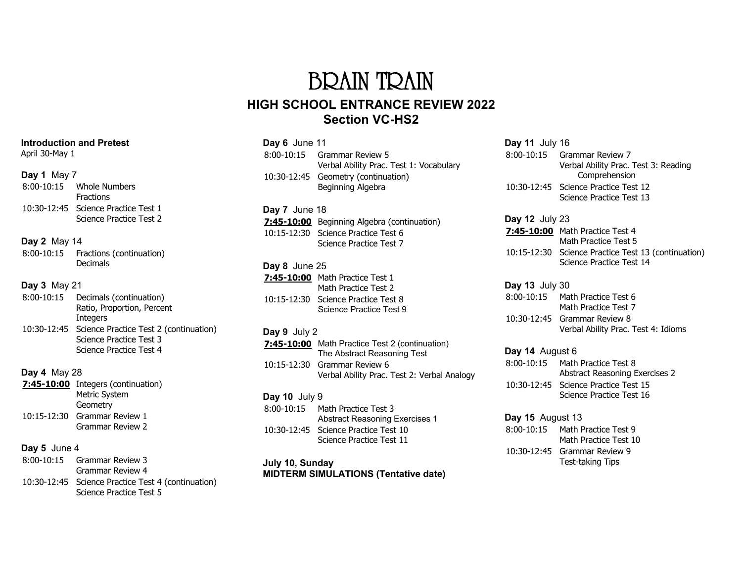# BRAIN TRAIN

## HIGH SCHOOL ENTRANCE REVIEW 2022
## Section VC-HS2

**Introduction and Pretest**
April 30-May 1

**Day 1** May 7
8:00-10:15 Whole Numbers
Fractions
10:30-12:45 Science Practice Test 1
Science Practice Test 2

**Day 2** May 14
8:00-10:15 Fractions (continuation)
Decimals

**Day 3** May 21
8:00-10:15 Decimals (continuation)
Ratio, Proportion, Percent
Integers
10:30-12:45 Science Practice Test 2 (continuation)
Science Practice Test 3
Science Practice Test 4

**Day 4** May 28
**7:45-10:00** Integers (continuation)
Metric System
Geometry
10:15-12:30 Grammar Review 1
Grammar Review 2

**Day 5** June 4
8:00-10:15 Grammar Review 3
Grammar Review 4
10:30-12:45 Science Practice Test 4 (continuation)
Science Practice Test 5

**Day 6** June 11
8:00-10:15 Grammar Review 5
Verbal Ability Prac. Test 1: Vocabulary
10:30-12:45 Geometry (continuation)
Beginning Algebra

**Day 7** June 18
**7:45-10:00** Beginning Algebra (continuation)
10:15-12:30 Science Practice Test 6
Science Practice Test 7

**Day 8** June 25
**7:45-10:00** Math Practice Test 1
Math Practice Test 2
10:15-12:30 Science Practice Test 8
Science Practice Test 9

**Day 9** July 2
**7:45-10:00** Math Practice Test 2 (continuation)
The Abstract Reasoning Test
10:15-12:30 Grammar Review 6
Verbal Ability Prac. Test 2: Verbal Analogy

**Day 10** July 9
8:00-10:15 Math Practice Test 3
Abstract Reasoning Exercises 1
10:30-12:45 Science Practice Test 10
Science Practice Test 11

**July 10, Sunday**
**MIDTERM SIMULATIONS (Tentative date)**

**Day 11** July 16
8:00-10:15 Grammar Review 7
Verbal Ability Prac. Test 3: Reading Comprehension
10:30-12:45 Science Practice Test 12
Science Practice Test 13

**Day 12** July 23
**7:45-10:00** Math Practice Test 4
Math Practice Test 5
10:15-12:30 Science Practice Test 13 (continuation)
Science Practice Test 14

**Day 13** July 30
8:00-10:15 Math Practice Test 6
Math Practice Test 7
10:30-12:45 Grammar Review 8
Verbal Ability Prac. Test 4: Idioms

**Day 14** August 6
8:00-10:15 Math Practice Test 8
Abstract Reasoning Exercises 2
10:30-12:45 Science Practice Test 15
Science Practice Test 16

**Day 15** August 13
8:00-10:15 Math Practice Test 9
Math Practice Test 10
10:30-12:45 Grammar Review 9
Test-taking Tips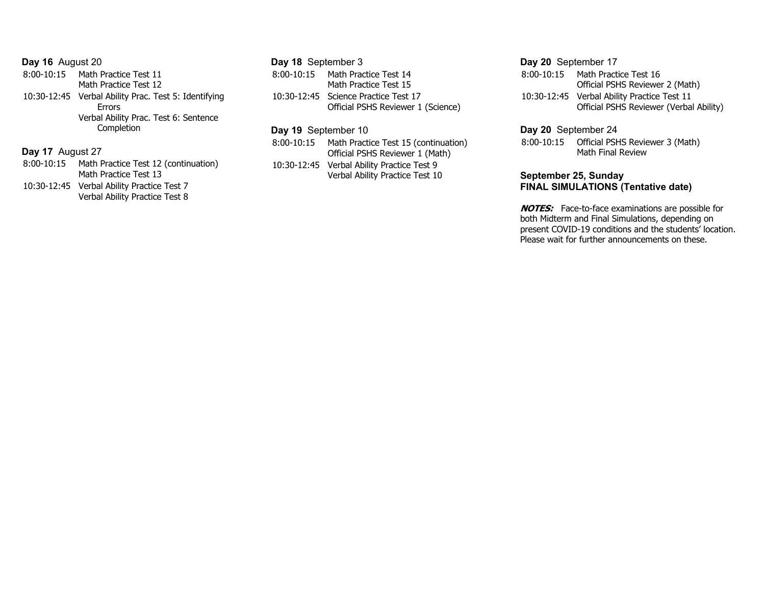**Day 16** August 20

8:00-10:15 Math Practice Test 11
Math Practice Test 12

10:30-12:45 Verbal Ability Prac. Test 5: Identifying Errors
Verbal Ability Prac. Test 6: Sentence Completion

**Day 17** August 27

8:00-10:15 Math Practice Test 12 (continuation)
Math Practice Test 13

10:30-12:45 Verbal Ability Practice Test 7
Verbal Ability Practice Test 8

**Day 18** September 3

8:00-10:15 Math Practice Test 14
Math Practice Test 15

10:30-12:45 Science Practice Test 17
Official PSHS Reviewer 1 (Science)

**Day 19** September 10

8:00-10:15 Math Practice Test 15 (continuation)
Official PSHS Reviewer 1 (Math)

10:30-12:45 Verbal Ability Practice Test 9
Verbal Ability Practice Test 10

**Day 20** September 17

8:00-10:15 Math Practice Test 16
Official PSHS Reviewer 2 (Math)

10:30-12:45 Verbal Ability Practice Test 11
Official PSHS Reviewer (Verbal Ability)

**Day 20** September 24

8:00-10:15 Official PSHS Reviewer 3 (Math)
Math Final Review

**September 25, Sunday**
**FINAL SIMULATIONS (Tentative date)**

***NOTES:*** Face-to-face examinations are possible for both Midterm and Final Simulations, depending on present COVID-19 conditions and the students' location. Please wait for further announcements on these.